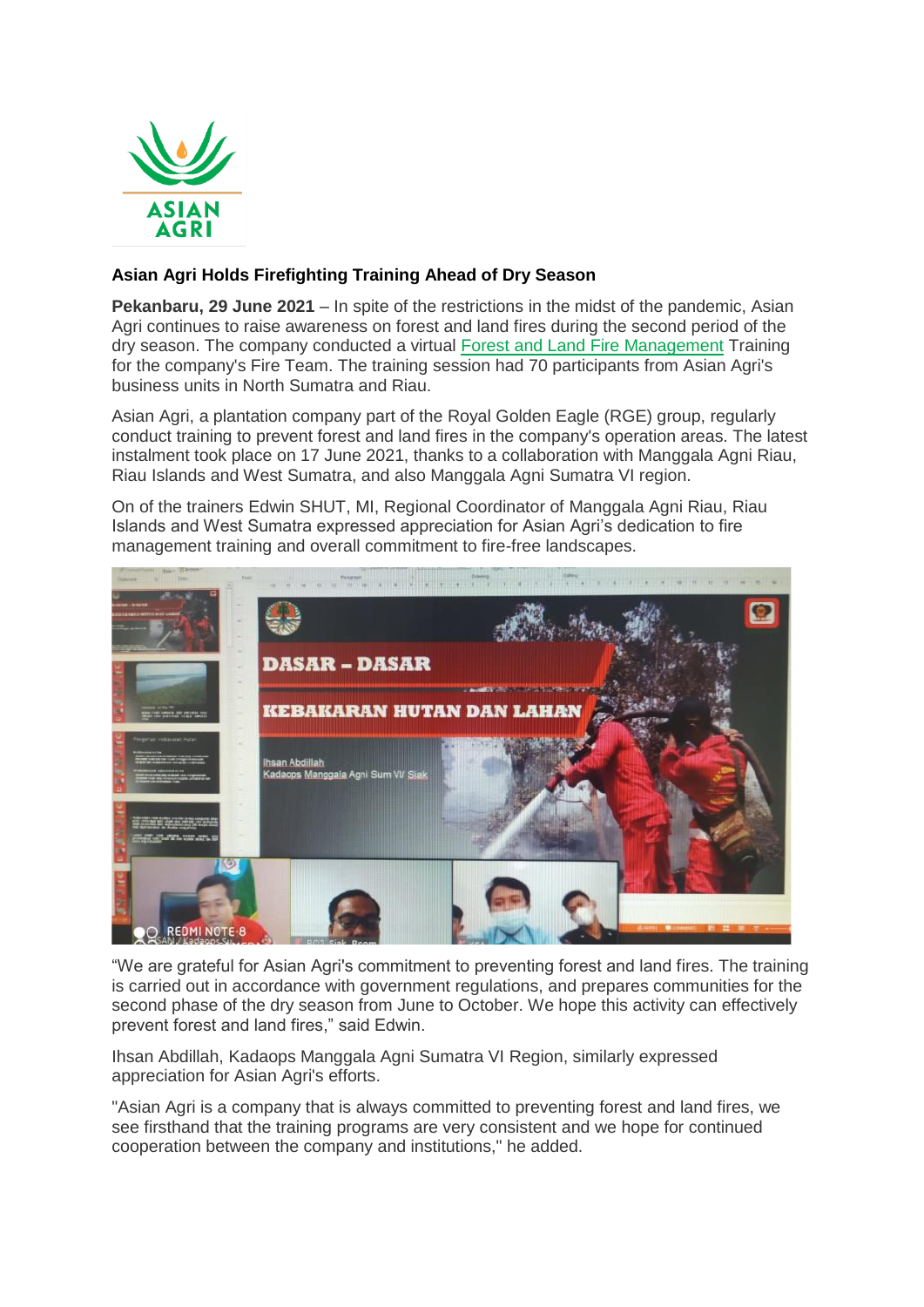**Asian Agri Holds Firefighting Training Ahead of Dry Season**

**Pekanbaru, 29 June 2021** – In spite of the restrictions in the midst of the pandemic, Asian Agri continues to raise awareness on forest and land fires during the second period of the dry season. The company conducted a virtual Forest and Land Fire Management Training for the company's Fire Team. The training session had 70 participants from Asian Agri's business units in North Sumatra and Riau.

Asian Agri, a plantation company part of the Royal Golden Eagle (RGE) group, regularly conduct training to prevent forest and land fires in the company's operation areas. The latest instalment took place on 17 June 2021, thanks to a collaboration with Manggala Agni Riau, Riau Islands and West Sumatra, and also Manggala Agni Sumatra VI region.

On of the trainers Edwin SHUT, MI, Regional Coordinator of Manggala Agni Riau, Riau Islands and West Sumatra expressed appreciation for Asian Agri's dedication to fire management training and overall commitment to fire-free landscapes.

"We are grateful for Asian Agri's commitment to preventing forest and land fires. The training is carried out in accordance with government regulations, and prepares communities for the second phase of the dry season from June to October. We hope this activity can effectively prevent forest and land fires," said Edwin.

Ihsan Abdillah, Kadaops Manggala Agni Sumatra VI Region, similarly expressed appreciation for Asian Agri's efforts.

"Asian Agri is a company that is always committed to preventing forest and land fires, we see firsthand that the training programs are very consistent and we hope for continued cooperation between the company and institutions," he added.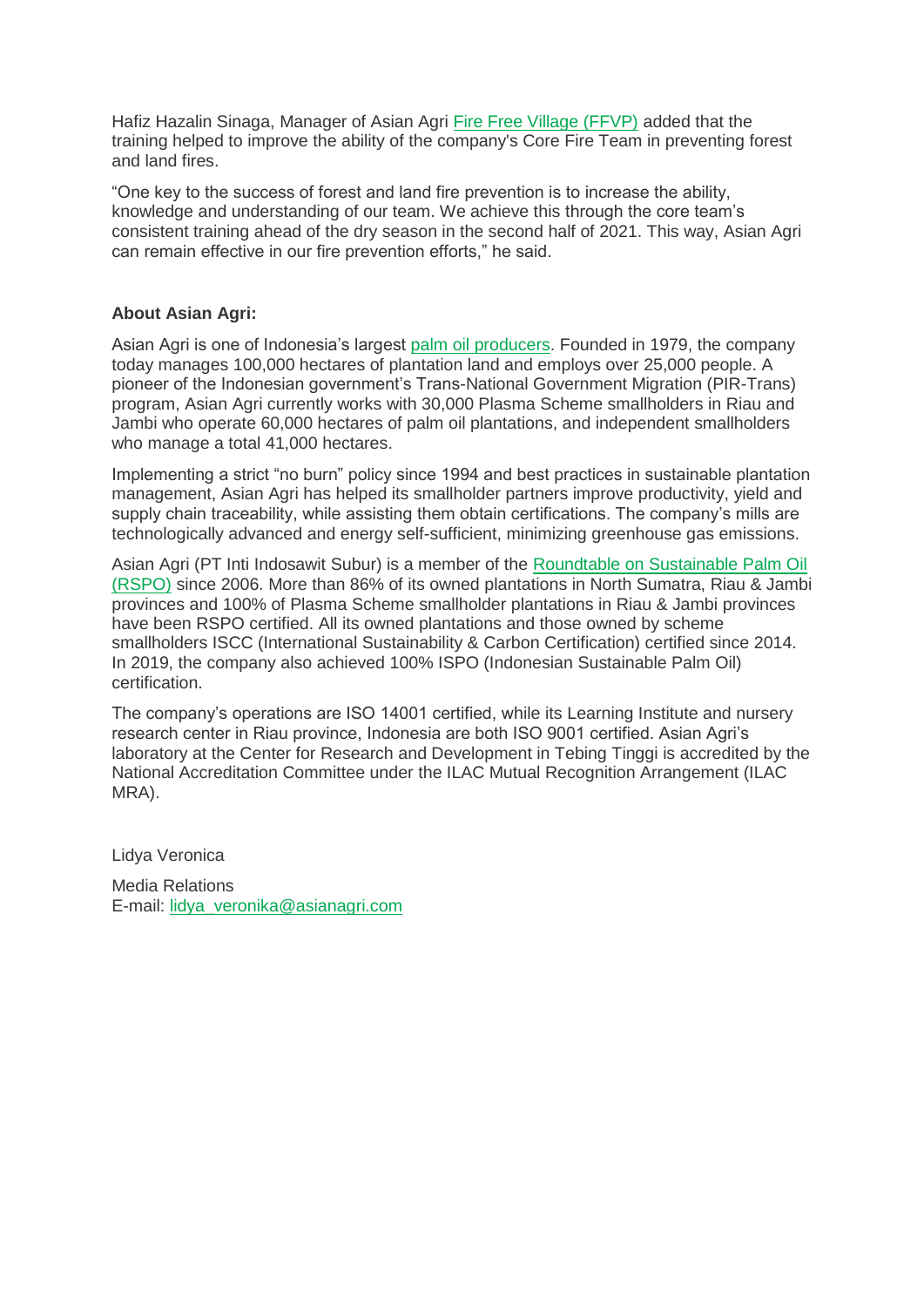Hafiz Hazalin Sinaga, Manager of Asian Agri [Fire Free Village (FFVP)] added that the training helped to improve the ability of the company's Core Fire Team in preventing forest and land fires.

"One key to the success of forest and land fire prevention is to increase the ability, knowledge and understanding of our team. We achieve this through the core team's consistent training ahead of the dry season in the second half of 2021. This way, Asian Agri can remain effective in our fire prevention efforts," he said.

**About Asian Agri:**

Asian Agri is one of Indonesia's largest palm oil producers. Founded in 1979, the company today manages 100,000 hectares of plantation land and employs over 25,000 people. A pioneer of the Indonesian government's Trans-National Government Migration (PIR-Trans) program, Asian Agri currently works with 30,000 Plasma Scheme smallholders in Riau and Jambi who operate 60,000 hectares of palm oil plantations, and independent smallholders who manage a total 41,000 hectares.

Implementing a strict "no burn" policy since 1994 and best practices in sustainable plantation management, Asian Agri has helped its smallholder partners improve productivity, yield and supply chain traceability, while assisting them obtain certifications. The company's mills are technologically advanced and energy self-sufficient, minimizing greenhouse gas emissions.

Asian Agri (PT Inti Indosawit Subur) is a member of the Roundtable on Sustainable Palm Oil (RSPO) since 2006. More than 86% of its owned plantations in North Sumatra, Riau & Jambi provinces and 100% of Plasma Scheme smallholder plantations in Riau & Jambi provinces have been RSPO certified. All its owned plantations and those owned by scheme smallholders ISCC (International Sustainability & Carbon Certification) certified since 2014. In 2019, the company also achieved 100% ISPO (Indonesian Sustainable Palm Oil) certification.

The company's operations are ISO 14001 certified, while its Learning Institute and nursery research center in Riau province, Indonesia are both ISO 9001 certified. Asian Agri's laboratory at the Center for Research and Development in Tebing Tinggi is accredited by the National Accreditation Committee under the ILAC Mutual Recognition Arrangement (ILAC MRA).

Lidya Veronica

Media Relations
E-mail: lidya_veronika@asianagri.com